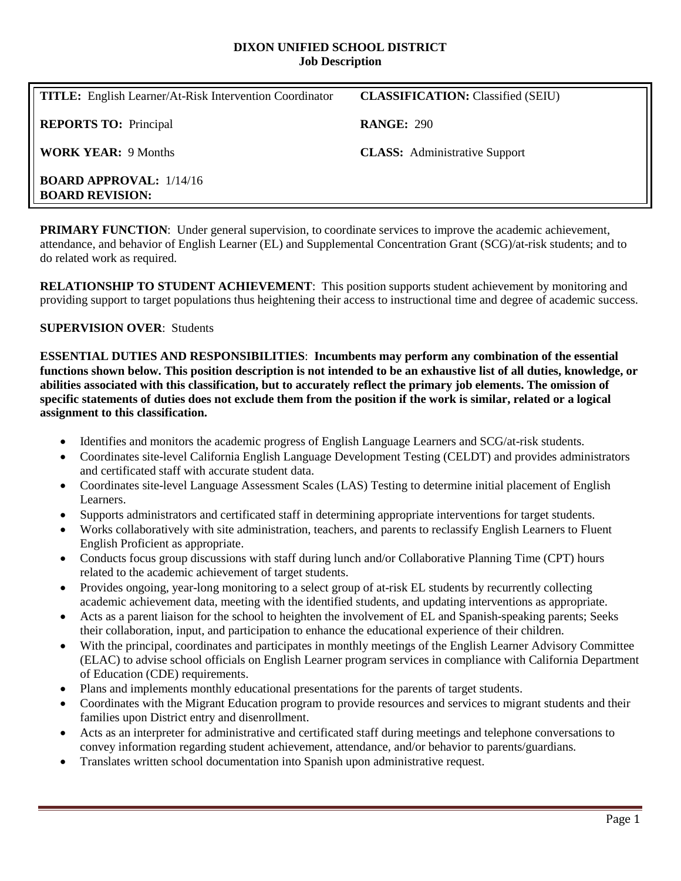# DIXON UNIFIED SCHOOL DISTRICT
## Job Description

| | |
|---|---|
| **TITLE:** English Learner/At-Risk Intervention Coordinator | **CLASSIFICATION:** Classified (SEIU) |
| **REPORTS TO:** Principal | **RANGE:** 290 |
| **WORK YEAR:** 9 Months | **CLASS:** Administrative Support |
| **BOARD APPROVAL:** 1/14/16<br>**BOARD REVISION:** | |

**PRIMARY FUNCTION**: Under general supervision, to coordinate services to improve the academic achievement, attendance, and behavior of English Learner (EL) and Supplemental Concentration Grant (SCG)/at-risk students; and to do related work as required.

**RELATIONSHIP TO STUDENT ACHIEVEMENT**: This position supports student achievement by monitoring and providing support to target populations thus heightening their access to instructional time and degree of academic success.

**SUPERVISION OVER**: Students

**ESSENTIAL DUTIES AND RESPONSIBILITIES**: **Incumbents may perform any combination of the essential functions shown below. This position description is not intended to be an exhaustive list of all duties, knowledge, or abilities associated with this classification, but to accurately reflect the primary job elements. The omission of specific statements of duties does not exclude them from the position if the work is similar, related or a logical assignment to this classification.**

- Identifies and monitors the academic progress of English Language Learners and SCG/at-risk students.
- Coordinates site-level California English Language Development Testing (CELDT) and provides administrators and certificated staff with accurate student data.
- Coordinates site-level Language Assessment Scales (LAS) Testing to determine initial placement of English Learners.
- Supports administrators and certificated staff in determining appropriate interventions for target students.
- Works collaboratively with site administration, teachers, and parents to reclassify English Learners to Fluent English Proficient as appropriate.
- Conducts focus group discussions with staff during lunch and/or Collaborative Planning Time (CPT) hours related to the academic achievement of target students.
- Provides ongoing, year-long monitoring to a select group of at-risk EL students by recurrently collecting academic achievement data, meeting with the identified students, and updating interventions as appropriate.
- Acts as a parent liaison for the school to heighten the involvement of EL and Spanish-speaking parents; Seeks their collaboration, input, and participation to enhance the educational experience of their children.
- With the principal, coordinates and participates in monthly meetings of the English Learner Advisory Committee (ELAC) to advise school officials on English Learner program services in compliance with California Department of Education (CDE) requirements.
- Plans and implements monthly educational presentations for the parents of target students.
- Coordinates with the Migrant Education program to provide resources and services to migrant students and their families upon District entry and disenrollment.
- Acts as an interpreter for administrative and certificated staff during meetings and telephone conversations to convey information regarding student achievement, attendance, and/or behavior to parents/guardians.
- Translates written school documentation into Spanish upon administrative request.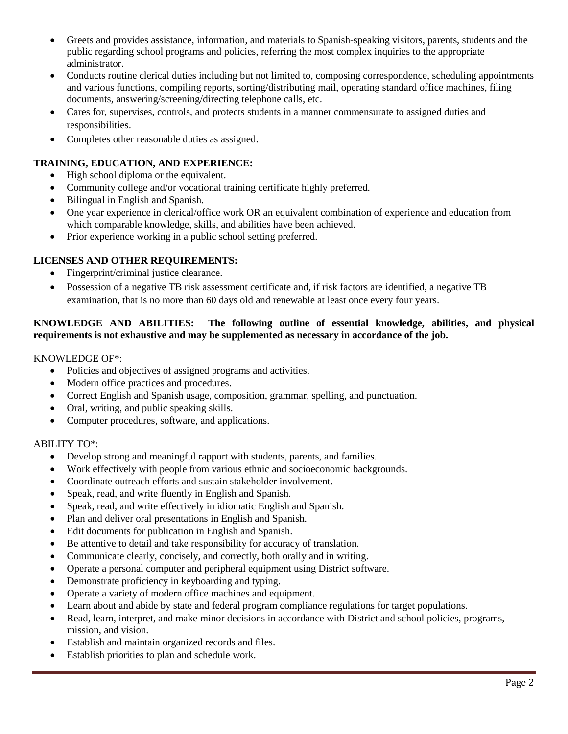- Greets and provides assistance, information, and materials to Spanish-speaking visitors, parents, students and the public regarding school programs and policies, referring the most complex inquiries to the appropriate administrator.
- Conducts routine clerical duties including but not limited to, composing correspondence, scheduling appointments and various functions, compiling reports, sorting/distributing mail, operating standard office machines, filing documents, answering/screening/directing telephone calls, etc.
- Cares for, supervises, controls, and protects students in a manner commensurate to assigned duties and responsibilities.
- Completes other reasonable duties as assigned.

**TRAINING, EDUCATION, AND EXPERIENCE:**

- High school diploma or the equivalent.
- Community college and/or vocational training certificate highly preferred.
- Bilingual in English and Spanish.
- One year experience in clerical/office work OR an equivalent combination of experience and education from which comparable knowledge, skills, and abilities have been achieved.
- Prior experience working in a public school setting preferred.

**LICENSES AND OTHER REQUIREMENTS:**

- Fingerprint/criminal justice clearance.
- Possession of a negative TB risk assessment certificate and, if risk factors are identified, a negative TB examination, that is no more than 60 days old and renewable at least once every four years.

**KNOWLEDGE AND ABILITIES: The following outline of essential knowledge, abilities, and physical requirements is not exhaustive and may be supplemented as necessary in accordance of the job.**

KNOWLEDGE OF*:

- Policies and objectives of assigned programs and activities.
- Modern office practices and procedures.
- Correct English and Spanish usage, composition, grammar, spelling, and punctuation.
- Oral, writing, and public speaking skills.
- Computer procedures, software, and applications.

ABILITY TO*:

- Develop strong and meaningful rapport with students, parents, and families.
- Work effectively with people from various ethnic and socioeconomic backgrounds.
- Coordinate outreach efforts and sustain stakeholder involvement.
- Speak, read, and write fluently in English and Spanish.
- Speak, read, and write effectively in idiomatic English and Spanish.
- Plan and deliver oral presentations in English and Spanish.
- Edit documents for publication in English and Spanish.
- Be attentive to detail and take responsibility for accuracy of translation.
- Communicate clearly, concisely, and correctly, both orally and in writing.
- Operate a personal computer and peripheral equipment using District software.
- Demonstrate proficiency in keyboarding and typing.
- Operate a variety of modern office machines and equipment.
- Learn about and abide by state and federal program compliance regulations for target populations.
- Read, learn, interpret, and make minor decisions in accordance with District and school policies, programs, mission, and vision.
- Establish and maintain organized records and files.
- Establish priorities to plan and schedule work.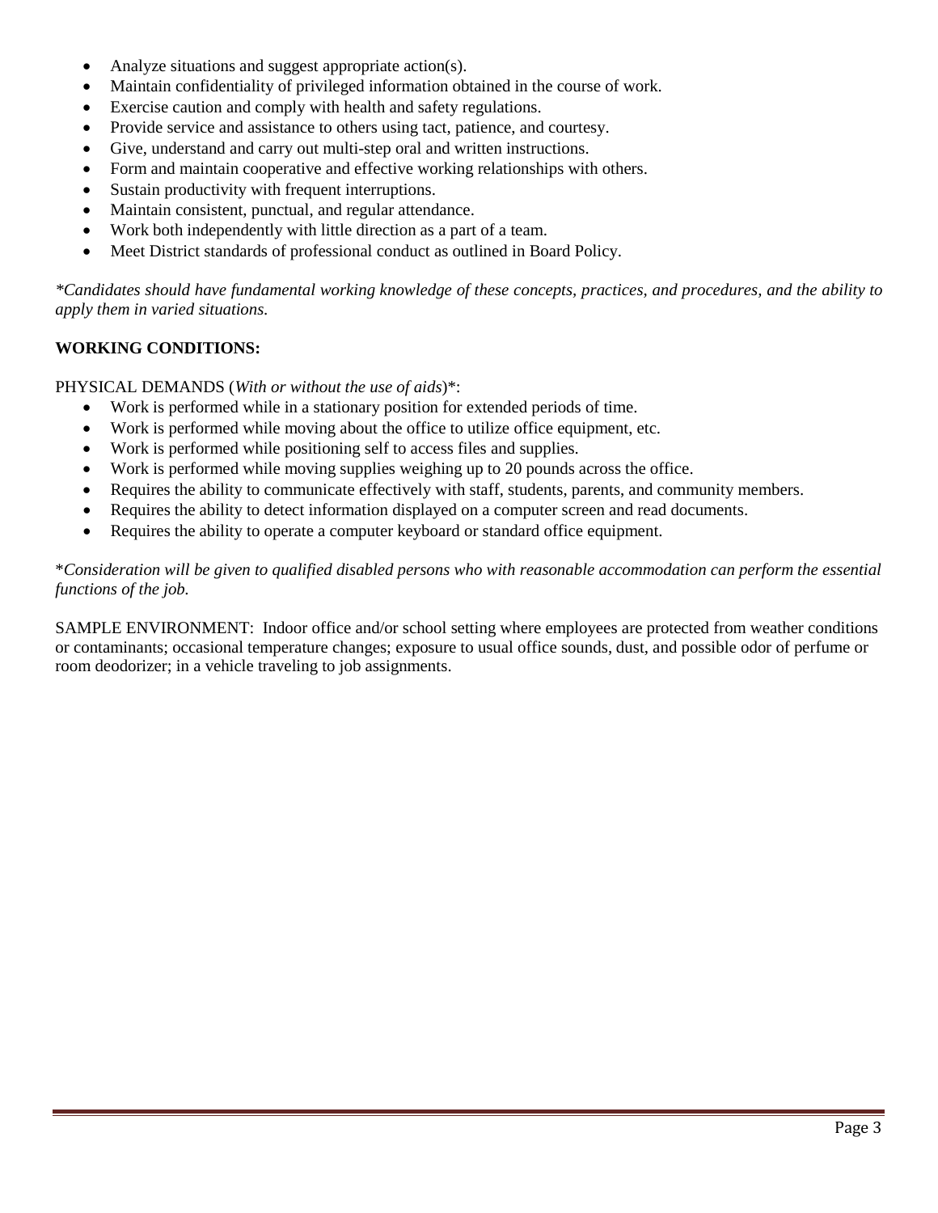- Analyze situations and suggest appropriate action(s).
- Maintain confidentiality of privileged information obtained in the course of work.
- Exercise caution and comply with health and safety regulations.
- Provide service and assistance to others using tact, patience, and courtesy.
- Give, understand and carry out multi-step oral and written instructions.
- Form and maintain cooperative and effective working relationships with others.
- Sustain productivity with frequent interruptions.
- Maintain consistent, punctual, and regular attendance.
- Work both independently with little direction as a part of a team.
- Meet District standards of professional conduct as outlined in Board Policy.

*\*Candidates should have fundamental working knowledge of these concepts, practices, and procedures, and the ability to apply them in varied situations.*

**WORKING CONDITIONS:**

PHYSICAL DEMANDS (*With or without the use of aids*)*:

- Work is performed while in a stationary position for extended periods of time.
- Work is performed while moving about the office to utilize office equipment, etc.
- Work is performed while positioning self to access files and supplies.
- Work is performed while moving supplies weighing up to 20 pounds across the office.
- Requires the ability to communicate effectively with staff, students, parents, and community members.
- Requires the ability to detect information displayed on a computer screen and read documents.
- Requires the ability to operate a computer keyboard or standard office equipment.

*\*Consideration will be given to qualified disabled persons who with reasonable accommodation can perform the essential functions of the job.*

SAMPLE ENVIRONMENT: Indoor office and/or school setting where employees are protected from weather conditions or contaminants; occasional temperature changes; exposure to usual office sounds, dust, and possible odor of perfume or room deodorizer; in a vehicle traveling to job assignments.